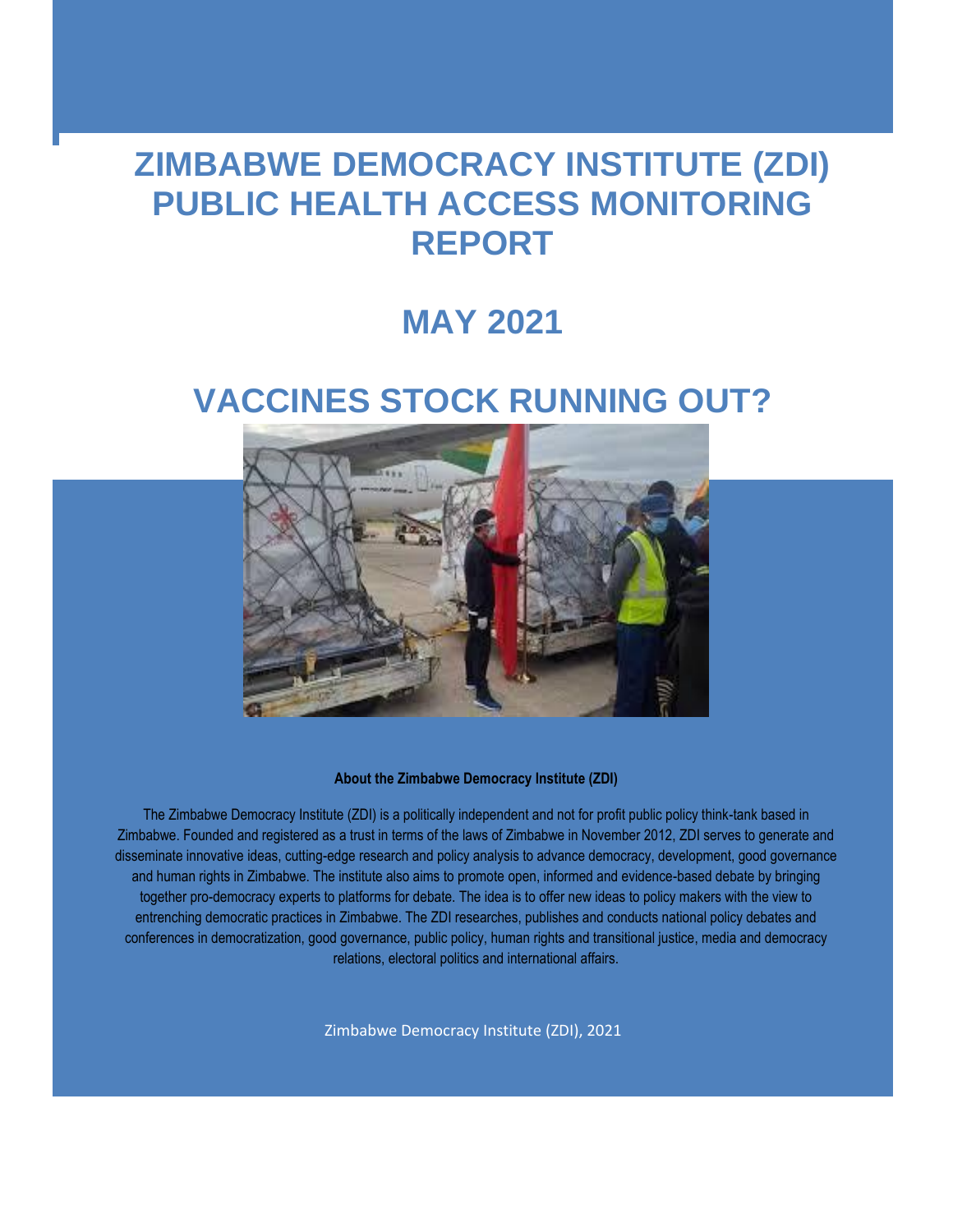# ZIMBABWE DEMOCRACY INSTITUTE (ZDI) PUBLIC HEALTH ACCESS MONITORING REPORT

## MAY 2021

## VACCINES STOCK RUNNING OUT?

**About the Zimbabwe Democracy Institute (ZDI)**

The Zimbabwe Democracy Institute (ZDI) is a politically independent and not for profit public policy think-tank based in Zimbabwe. Founded and registered as a trust in terms of the laws of Zimbabwe in November 2012, ZDI serves to generate and disseminate innovative ideas, cutting-edge research and policy analysis to advance democracy, development, good governance and human rights in Zimbabwe. The institute also aims to promote open, informed and evidence-based debate by bringing together pro-democracy experts to platforms for debate. The idea is to offer new ideas to policy makers with the view to entrenching democratic practices in Zimbabwe. The ZDI researches, publishes and conducts national policy debates and conferences in democratization, good governance, public policy, human rights and transitional justice, media and democracy relations, electoral politics and international affairs.

Zimbabwe Democracy Institute (ZDI), 2021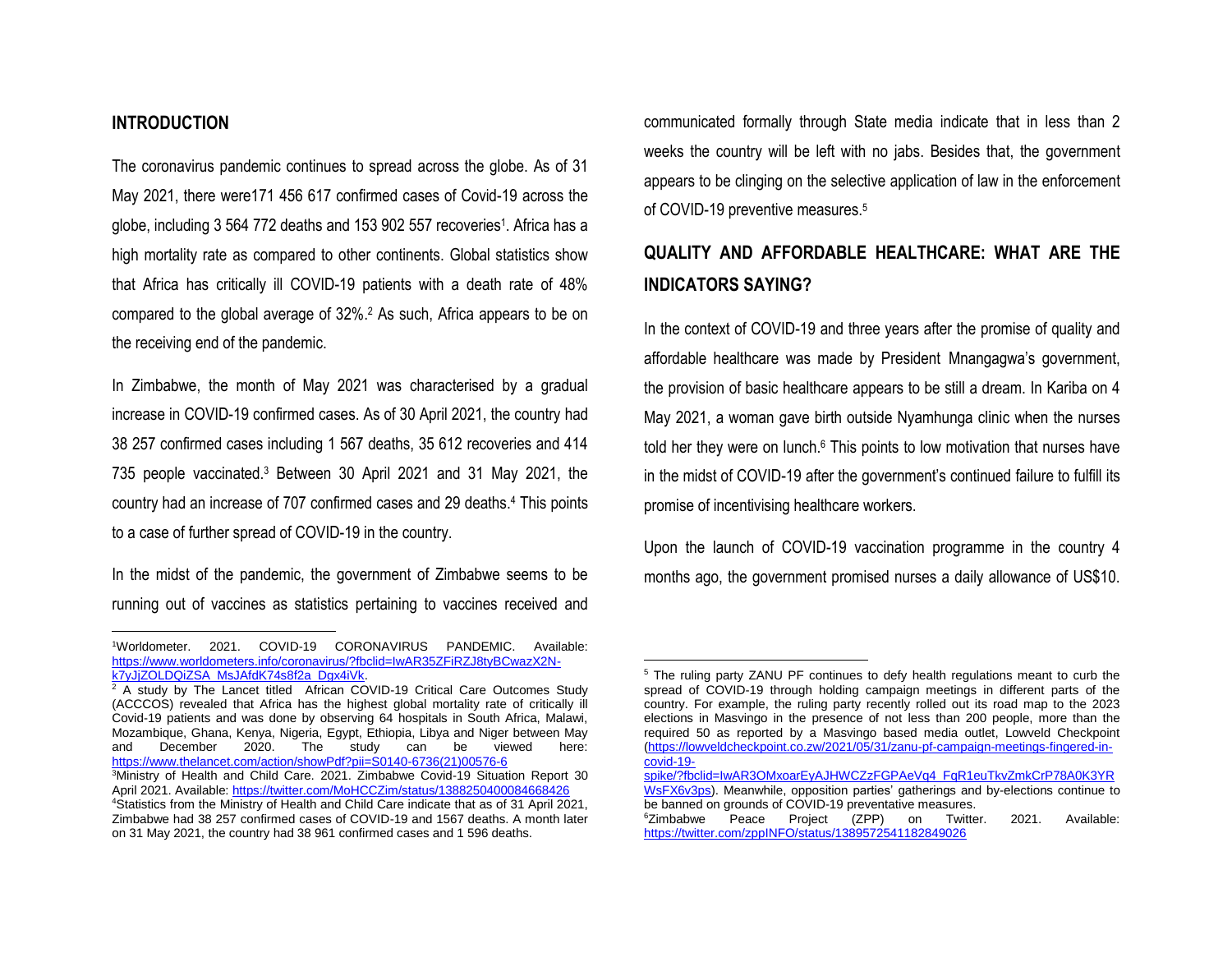## INTRODUCTION

The coronavirus pandemic continues to spread across the globe. As of 31 May 2021, there were171 456 617 confirmed cases of Covid-19 across the globe, including 3 564 772 deaths and 153 902 557 recoveries[1]. Africa has a high mortality rate as compared to other continents. Global statistics show that Africa has critically ill COVID-19 patients with a death rate of 48% compared to the global average of 32%.[2] As such, Africa appears to be on the receiving end of the pandemic.

In Zimbabwe, the month of May 2021 was characterised by a gradual increase in COVID-19 confirmed cases. As of 30 April 2021, the country had 38 257 confirmed cases including 1 567 deaths, 35 612 recoveries and 414 735 people vaccinated.[3] Between 30 April 2021 and 31 May 2021, the country had an increase of 707 confirmed cases and 29 deaths.[4] This points to a case of further spread of COVID-19 in the country.

In the midst of the pandemic, the government of Zimbabwe seems to be running out of vaccines as statistics pertaining to vaccines received and communicated formally through State media indicate that in less than 2 weeks the country will be left with no jabs. Besides that, the government appears to be clinging on the selective application of law in the enforcement of COVID-19 preventive measures.[5]

## QUALITY AND AFFORDABLE HEALTHCARE: WHAT ARE THE INDICATORS SAYING?

In the context of COVID-19 and three years after the promise of quality and affordable healthcare was made by President Mnangagwa's government, the provision of basic healthcare appears to be still a dream. In Kariba on 4 May 2021, a woman gave birth outside Nyamhunga clinic when the nurses told her they were on lunch.[6] This points to low motivation that nurses have in the midst of COVID-19 after the government's continued failure to fulfill its promise of incentivising healthcare workers.

Upon the launch of COVID-19 vaccination programme in the country 4 months ago, the government promised nurses a daily allowance of US$10.

---

[1]Worldometer. 2021. COVID-19 CORONAVIRUS PANDEMIC. Available: https://www.worldometers.info/coronavirus/?fbclid=IwAR35ZFiRZJ8tyBCwazX2N-k7yJjZOLDQiZSA_MsJAfdK74s8f2a_Dgx4iVk.

[2] A study by The Lancet titled African COVID-19 Critical Care Outcomes Study (ACCCOS) revealed that Africa has the highest global mortality rate of critically ill Covid-19 patients and was done by observing 64 hospitals in South Africa, Malawi, Mozambique, Ghana, Kenya, Nigeria, Egypt, Ethiopia, Libya and Niger between May and December 2020. The study can be viewed here: https://www.thelancet.com/action/showPdf?pii=S0140-6736(21)00576-6

[3]Ministry of Health and Child Care. 2021. Zimbabwe Covid-19 Situation Report 30 April 2021. Available: https://twitter.com/MoHCCZim/status/1388250400084668426

[4]Statistics from the Ministry of Health and Child Care indicate that as of 31 April 2021, Zimbabwe had 38 257 confirmed cases of COVID-19 and 1567 deaths. A month later on 31 May 2021, the country had 38 961 confirmed cases and 1 596 deaths.

[5] The ruling party ZANU PF continues to defy health regulations meant to curb the spread of COVID-19 through holding campaign meetings in different parts of the country. For example, the ruling party recently rolled out its road map to the 2023 elections in Masvingo in the presence of not less than 200 people, more than the required 50 as reported by a Masvingo based media outlet, Lowveld Checkpoint (https://lowveldcheckpoint.co.zw/2021/05/31/zanu-pf-campaign-meetings-fingered-in-covid-19-spike/?fbclid=IwAR3OMxoarEyAJHWCZzFGPAeVq4_FqR1euTkvZmkCrP78A0K3YRWsFX6v3ps). Meanwhile, opposition parties' gatherings and by-elections continue to be banned on grounds of COVID-19 preventative measures.

[6]Zimbabwe Peace Project (ZPP) on Twitter. 2021. Available: https://twitter.com/zppINFO/status/1389572541182849026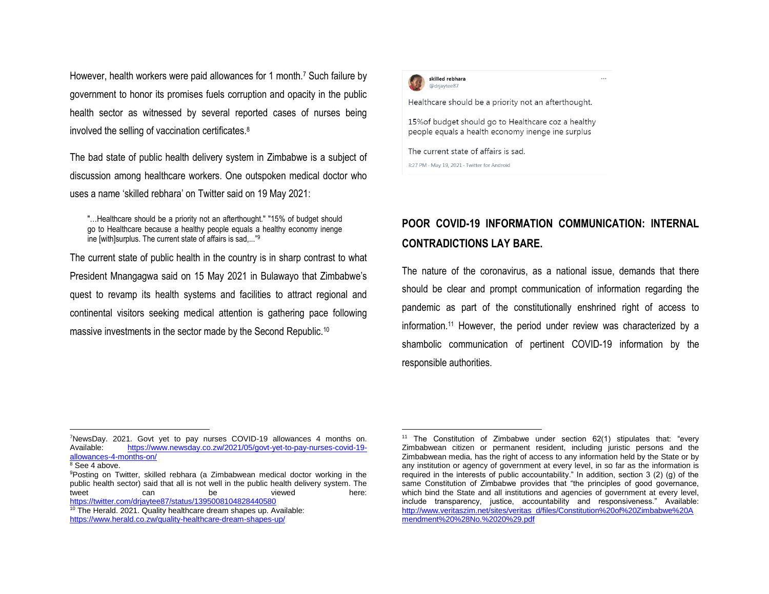However, health workers were paid allowances for 1 month.[7] Such failure by government to honor its promises fuels corruption and opacity in the public health sector as witnessed by several reported cases of nurses being involved the selling of vaccination certificates.[8]

The bad state of public health delivery system in Zimbabwe is a subject of discussion among healthcare workers. One outspoken medical doctor who uses a name 'skilled rebhara' on Twitter said on 19 May 2021:

> "…Healthcare should be a priority not an afterthought." "15% of budget should go to Healthcare because a healthy people equals a healthy economy inenge ine [with]surplus. The current state of affairs is sad,…"[9]

The current state of public health in the country is in sharp contrast to what President Mnangagwa said on 15 May 2021 in Bulawayo that Zimbabwe's quest to revamp its health systems and facilities to attract regional and continental visitors seeking medical attention is gathering pace following massive investments in the sector made by the Second Republic.[10]

> **skilled rebhara**
> @drjaytee87
>
> Healthcare should be a priority not an afterthought.
>
> 15%of budget should go to Healthcare coz a healthy people equals a health economy inenge ine surplus
>
> The current state of affairs is sad.
>
> 3:27 PM · May 19, 2021 · Twitter for Android

## POOR COVID-19 INFORMATION COMMUNICATION: INTERNAL CONTRADICTIONS LAY BARE.

The nature of the coronavirus, as a national issue, demands that there should be clear and prompt communication of information regarding the pandemic as part of the constitutionally enshrined right of access to information.[11] However, the period under review was characterized by a shambolic communication of pertinent COVID-19 information by the responsible authorities.

---

[7] NewsDay. 2021. Govt yet to pay nurses COVID-19 allowances 4 months on. Available: https://www.newsday.co.zw/2021/05/govt-yet-to-pay-nurses-covid-19-allowances-4-months-on/

[8] See 4 above.

[9] Posting on Twitter, skilled rebhara (a Zimbabwean medical doctor working in the public health sector) said that all is not well in the public health delivery system. The tweet can be viewed here: https://twitter.com/drjaytee87/status/1395008104828440580

[10] The Herald. 2021. Quality healthcare dream shapes up. Available: https://www.herald.co.zw/quality-healthcare-dream-shapes-up/

[11] The Constitution of Zimbabwe under section 62(1) stipulates that: "every Zimbabwean citizen or permanent resident, including juristic persons and the Zimbabwean media, has the right of access to any information held by the State or by any institution or agency of government at every level, in so far as the information is required in the interests of public accountability." In addition, section 3 (2) (g) of the same Constitution of Zimbabwe provides that "the principles of good governance, which bind the State and all institutions and agencies of government at every level, include transparency, justice, accountability and responsiveness." Available: http://www.veritaszim.net/sites/veritas_d/files/Constitution%20of%20Zimbabwe%20Amendment%20%28No.%2020%29.pdf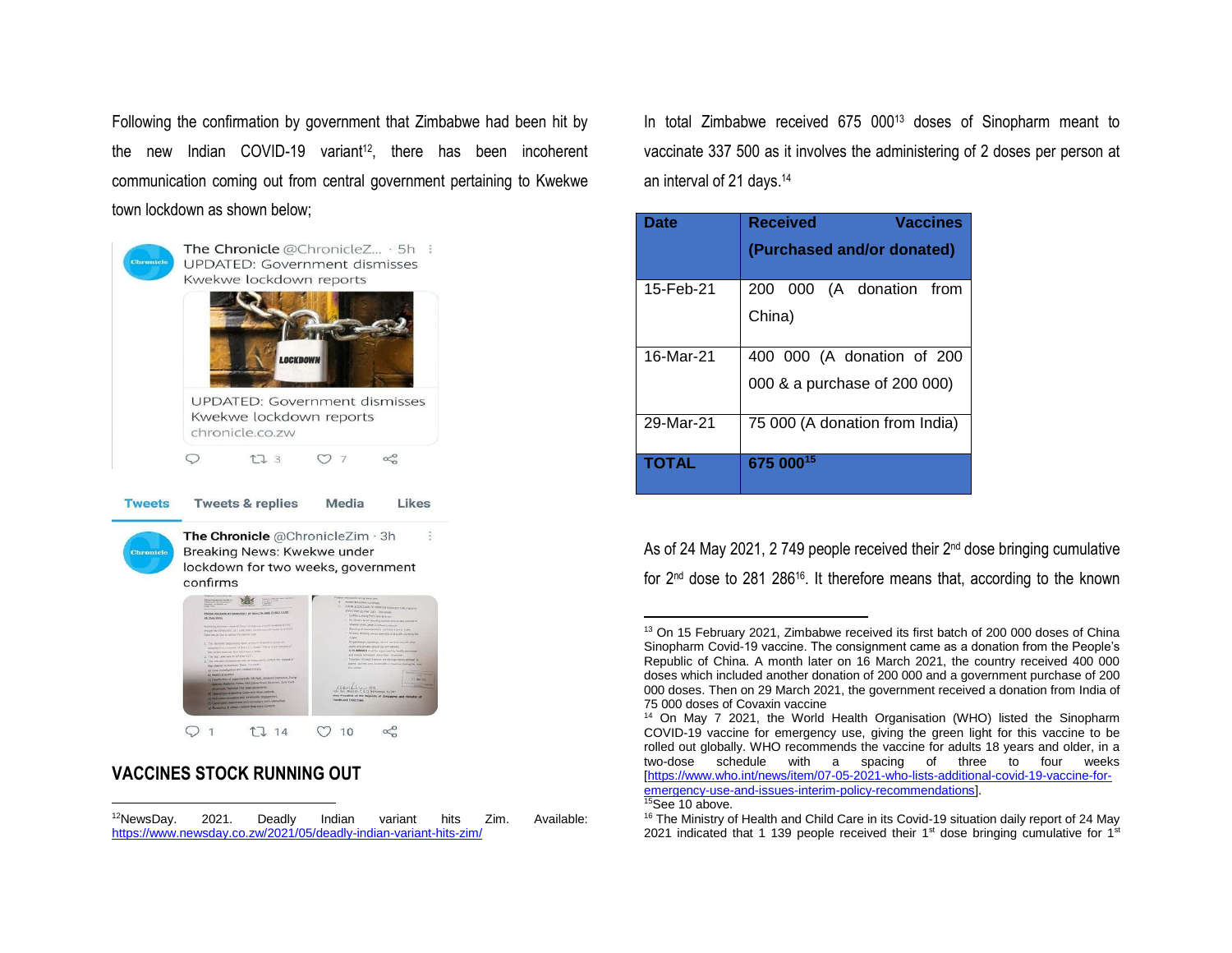Following the confirmation by government that Zimbabwe had been hit by the new Indian COVID-19 variant[12], there has been incoherent communication coming out from central government pertaining to Kwekwe town lockdown as shown below;

## VACCINES STOCK RUNNING OUT

In total Zimbabwe received 675 000[13] doses of Sinopharm meant to vaccinate 337 500 as it involves the administering of 2 doses per person at an interval of 21 days.[14]

| Date | Received Vaccines (Purchased and/or donated) |
| --- | --- |
| 15-Feb-21 | 200 000 (A donation from China) |
| 16-Mar-21 | 400 000 (A donation of 200 000 & a purchase of 200 000) |
| 29-Mar-21 | 75 000 (A donation from India) |
| **TOTAL** | **675 000[15]** |

As of 24 May 2021, 2 749 people received their 2nd dose bringing cumulative for 2nd dose to 281 286[16]. It therefore means that, according to the known

---

[12] NewsDay. 2021. Deadly Indian variant hits Zim. Available: https://www.newsday.co.zw/2021/05/deadly-indian-variant-hits-zim/

[13] On 15 February 2021, Zimbabwe received its first batch of 200 000 doses of China Sinopharm Covid-19 vaccine. The consignment came as a donation from the People's Republic of China. A month later on 16 March 2021, the country received 400 000 doses which included another donation of 200 000 and a government purchase of 200 000 doses. Then on 29 March 2021, the government received a donation from India of 75 000 doses of Covaxin vaccine

[14] On May 7 2021, the World Health Organisation (WHO) listed the Sinopharm COVID-19 vaccine for emergency use, giving the green light for this vaccine to be rolled out globally. WHO recommends the vaccine for adults 18 years and older, in a two-dose schedule with a spacing of three to four weeks [https://www.who.int/news/item/07-05-2021-who-lists-additional-covid-19-vaccine-for-emergency-use-and-issues-interim-policy-recommendations].

[15] See 10 above.

[16] The Ministry of Health and Child Care in its Covid-19 situation daily report of 24 May 2021 indicated that 1 139 people received their 1st dose bringing cumulative for 1st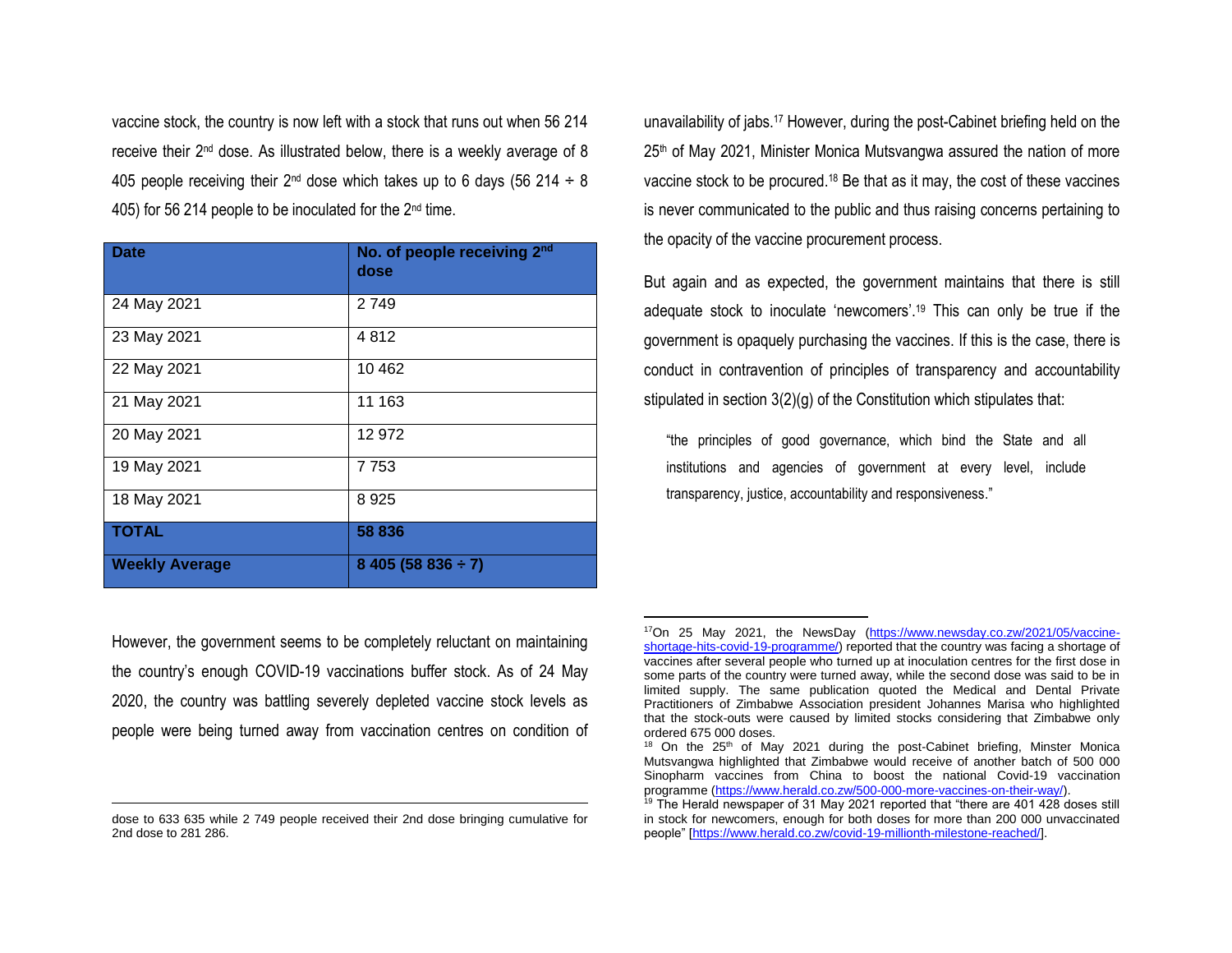vaccine stock, the country is now left with a stock that runs out when 56 214 receive their 2nd dose. As illustrated below, there is a weekly average of 8 405 people receiving their 2nd dose which takes up to 6 days (56 214 ÷ 8 405) for 56 214 people to be inoculated for the 2nd time.

| Date | No. of people receiving 2nd dose |
|---|---|
| 24 May 2021 | 2 749 |
| 23 May 2021 | 4 812 |
| 22 May 2021 | 10 462 |
| 21 May 2021 | 11 163 |
| 20 May 2021 | 12 972 |
| 19 May 2021 | 7 753 |
| 18 May 2021 | 8 925 |
| **TOTAL** | **58 836** |
| **Weekly Average** | **8 405 (58 836 ÷ 7)** |

However, the government seems to be completely reluctant on maintaining the country's enough COVID-19 vaccinations buffer stock. As of 24 May 2020, the country was battling severely depleted vaccine stock levels as people were being turned away from vaccination centres on condition of unavailability of jabs.[17] However, during the post-Cabinet briefing held on the 25th of May 2021, Minister Monica Mutsvangwa assured the nation of more vaccine stock to be procured.[18] Be that as it may, the cost of these vaccines is never communicated to the public and thus raising concerns pertaining to the opacity of the vaccine procurement process.

But again and as expected, the government maintains that there is still adequate stock to inoculate 'newcomers'.[19] This can only be true if the government is opaquely purchasing the vaccines. If this is the case, there is conduct in contravention of principles of transparency and accountability stipulated in section 3(2)(g) of the Constitution which stipulates that:

> "the principles of good governance, which bind the State and all institutions and agencies of government at every level, include transparency, justice, accountability and responsiveness."

---

dose to 633 635 while 2 749 people received their 2nd dose bringing cumulative for 2nd dose to 281 286.

[17] On 25 May 2021, the NewsDay (https://www.newsday.co.zw/2021/05/vaccine-shortage-hits-covid-19-programme/) reported that the country was facing a shortage of vaccines after several people who turned up at inoculation centres for the first dose in some parts of the country were turned away, while the second dose was said to be in limited supply. The same publication quoted the Medical and Dental Private Practitioners of Zimbabwe Association president Johannes Marisa who highlighted that the stock-outs were caused by limited stocks considering that Zimbabwe only ordered 675 000 doses.

[18] On the 25th of May 2021 during the post-Cabinet briefing, Minster Monica Mutsvangwa highlighted that Zimbabwe would receive of another batch of 500 000 Sinopharm vaccines from China to boost the national Covid-19 vaccination programme (https://www.herald.co.zw/500-000-more-vaccines-on-their-way/).

[19] The Herald newspaper of 31 May 2021 reported that "there are 401 428 doses still in stock for newcomers, enough for both doses for more than 200 000 unvaccinated people" [https://www.herald.co.zw/covid-19-millionth-milestone-reached/].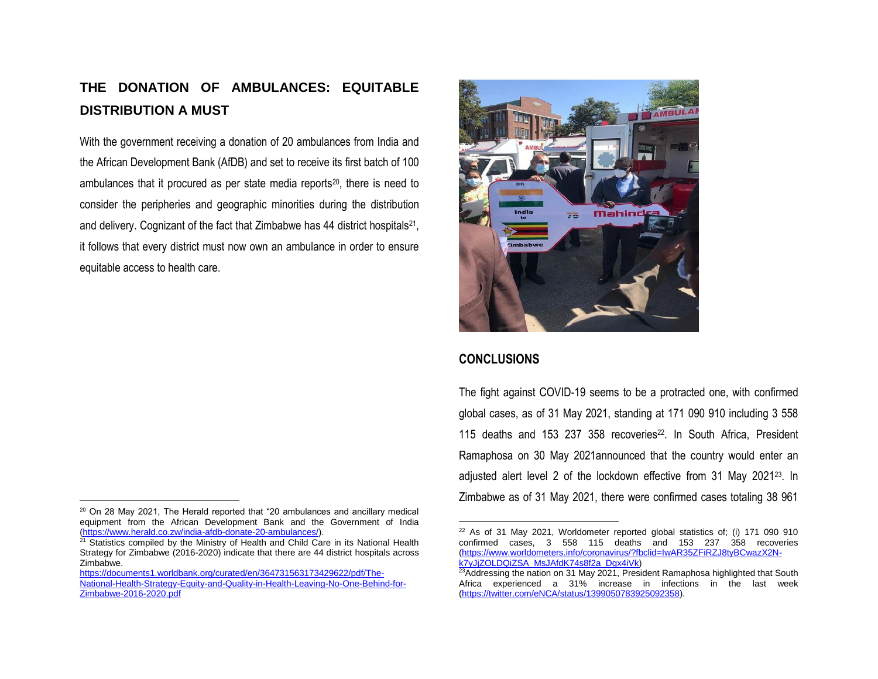## THE DONATION OF AMBULANCES: EQUITABLE DISTRIBUTION A MUST

With the government receiving a donation of 20 ambulances from India and the African Development Bank (AfDB) and set to receive its first batch of 100 ambulances that it procured as per state media reports[20], there is need to consider the peripheries and geographic minorities during the distribution and delivery. Cognizant of the fact that Zimbabwe has 44 district hospitals[21], it follows that every district must now own an ambulance in order to ensure equitable access to health care.

## CONCLUSIONS

The fight against COVID-19 seems to be a protracted one, with confirmed global cases, as of 31 May 2021, standing at 171 090 910 including 3 558 115 deaths and 153 237 358 recoveries[22]. In South Africa, President Ramaphosa on 30 May 2021announced that the country would enter an adjusted alert level 2 of the lockdown effective from 31 May 2021[23]. In Zimbabwe as of 31 May 2021, there were confirmed cases totaling 38 961

---

[20] On 28 May 2021, The Herald reported that "20 ambulances and ancillary medical equipment from the African Development Bank and the Government of India (https://www.herald.co.zw/india-afdb-donate-20-ambulances/).

[21] Statistics compiled by the Ministry of Health and Child Care in its National Health Strategy for Zimbabwe (2016-2020) indicate that there are 44 district hospitals across Zimbabwe. https://documents1.worldbank.org/curated/en/364731563173429622/pdf/The-National-Health-Strategy-Equity-and-Quality-in-Health-Leaving-No-One-Behind-for-Zimbabwe-2016-2020.pdf

[22] As of 31 May 2021, Worldometer reported global statistics of; (i) 171 090 910 confirmed cases, 3 558 115 deaths and 153 237 358 recoveries (https://www.worldometers.info/coronavirus/?fbclid=IwAR35ZFiRZJ8tyBCwazX2N-k7yJjZOLDQiZSA_MsJAfdK74s8f2a_Dgx4iVk)

[23] Addressing the nation on 31 May 2021, President Ramaphosa highlighted that South Africa experienced a 31% increase in infections in the last week (https://twitter.com/eNCA/status/1399050783925092358).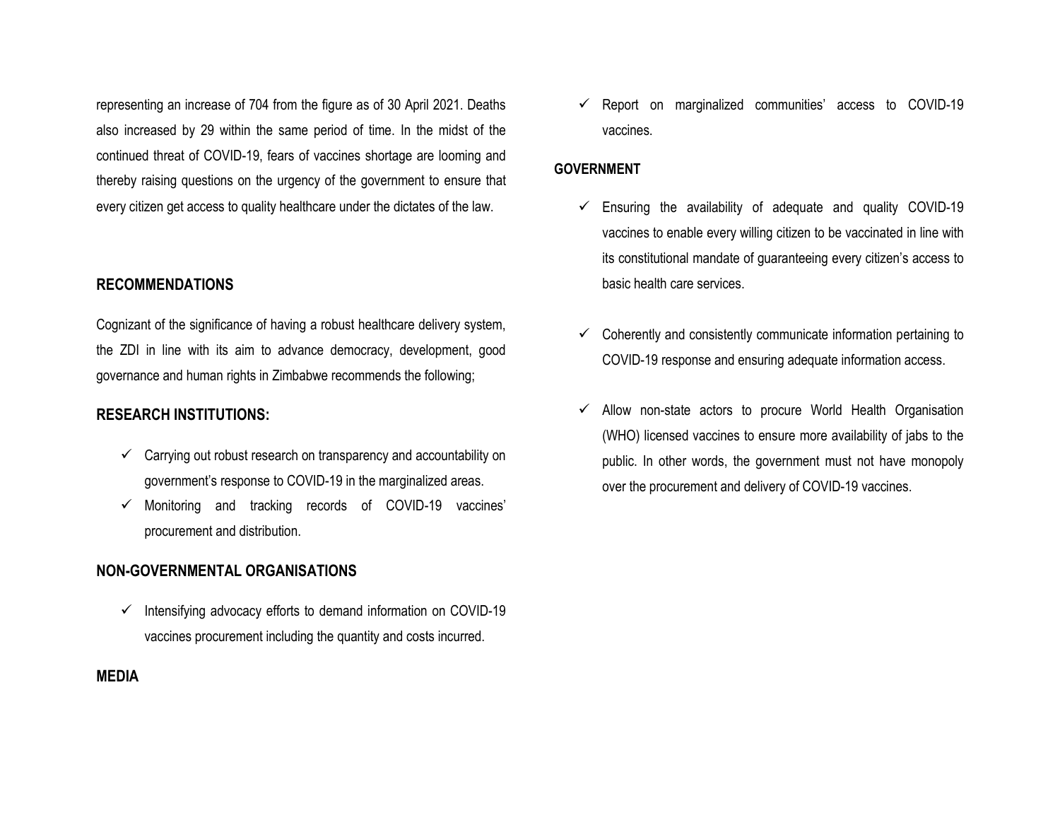representing an increase of 704 from the figure as of 30 April 2021. Deaths also increased by 29 within the same period of time. In the midst of the continued threat of COVID-19, fears of vaccines shortage are looming and thereby raising questions on the urgency of the government to ensure that every citizen get access to quality healthcare under the dictates of the law.

## RECOMMENDATIONS

Cognizant of the significance of having a robust healthcare delivery system, the ZDI in line with its aim to advance democracy, development, good governance and human rights in Zimbabwe recommends the following;

### RESEARCH INSTITUTIONS:

- ✓ Carrying out robust research on transparency and accountability on government's response to COVID-19 in the marginalized areas.
- ✓ Monitoring and tracking records of COVID-19 vaccines' procurement and distribution.

### NON-GOVERNMENTAL ORGANISATIONS

- ✓ Intensifying advocacy efforts to demand information on COVID-19 vaccines procurement including the quantity and costs incurred.

### MEDIA

- ✓ Report on marginalized communities' access to COVID-19 vaccines.

### GOVERNMENT

- ✓ Ensuring the availability of adequate and quality COVID-19 vaccines to enable every willing citizen to be vaccinated in line with its constitutional mandate of guaranteeing every citizen's access to basic health care services.
- ✓ Coherently and consistently communicate information pertaining to COVID-19 response and ensuring adequate information access.
- ✓ Allow non-state actors to procure World Health Organisation (WHO) licensed vaccines to ensure more availability of jabs to the public. In other words, the government must not have monopoly over the procurement and delivery of COVID-19 vaccines.